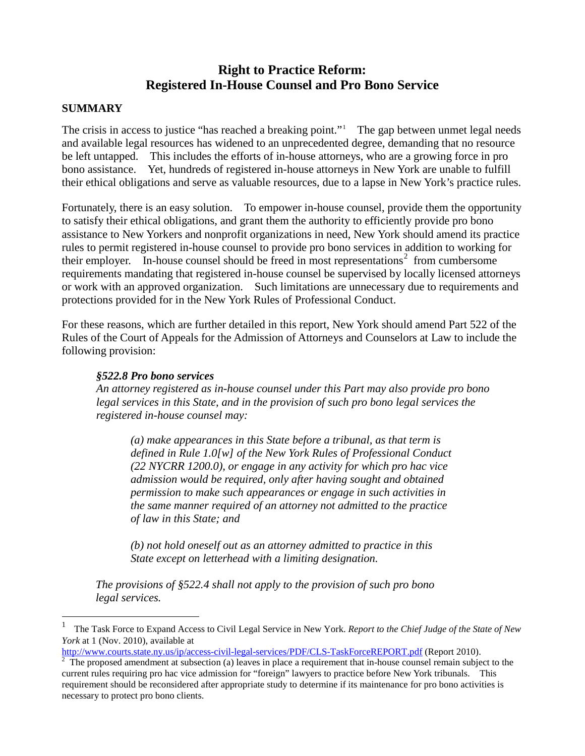# Right to Practice Reform: Registered In-House Counsel and Pro Bono Service

## SUMMARY

The crisis in access to justice "has reached a breaking point."[1] The gap between unmet legal needs and available legal resources has widened to an unprecedented degree, demanding that no resource be left untapped. This includes the efforts of in-house attorneys, who are a growing force in pro bono assistance. Yet, hundreds of registered in-house attorneys in New York are unable to fulfill their ethical obligations and serve as valuable resources, due to a lapse in New York's practice rules.

Fortunately, there is an easy solution. To empower in-house counsel, provide them the opportunity to satisfy their ethical obligations, and grant them the authority to efficiently provide pro bono assistance to New Yorkers and nonprofit organizations in need, New York should amend its practice rules to permit registered in-house counsel to provide pro bono services in addition to working for their employer. In-house counsel should be freed in most representations[2] from cumbersome requirements mandating that registered in-house counsel be supervised by locally licensed attorneys or work with an approved organization. Such limitations are unnecessary due to requirements and protections provided for in the New York Rules of Professional Conduct.

For these reasons, which are further detailed in this report, New York should amend Part 522 of the Rules of the Court of Appeals for the Admission of Attorneys and Counselors at Law to include the following provision:

> ***§522.8 Pro bono services***
> *An attorney registered as in-house counsel under this Part may also provide pro bono legal services in this State, and in the provision of such pro bono legal services the registered in-house counsel may:*
>
> > *(a) make appearances in this State before a tribunal, as that term is defined in Rule 1.0[w] of the New York Rules of Professional Conduct (22 NYCRR 1200.0), or engage in any activity for which pro hac vice admission would be required, only after having sought and obtained permission to make such appearances or engage in such activities in the same manner required of an attorney not admitted to the practice of law in this State; and*
> >
> > *(b) not hold oneself out as an attorney admitted to practice in this State except on letterhead with a limiting designation.*
>
> *The provisions of §522.4 shall not apply to the provision of such pro bono legal services.*

---

[1] The Task Force to Expand Access to Civil Legal Service in New York. *Report to the Chief Judge of the State of New York* at 1 (Nov. 2010), available at http://www.courts.state.ny.us/ip/access-civil-legal-services/PDF/CLS-TaskForceREPORT.pdf (Report 2010).

[2] The proposed amendment at subsection (a) leaves in place a requirement that in-house counsel remain subject to the current rules requiring pro hac vice admission for "foreign" lawyers to practice before New York tribunals. This requirement should be reconsidered after appropriate study to determine if its maintenance for pro bono activities is necessary to protect pro bono clients.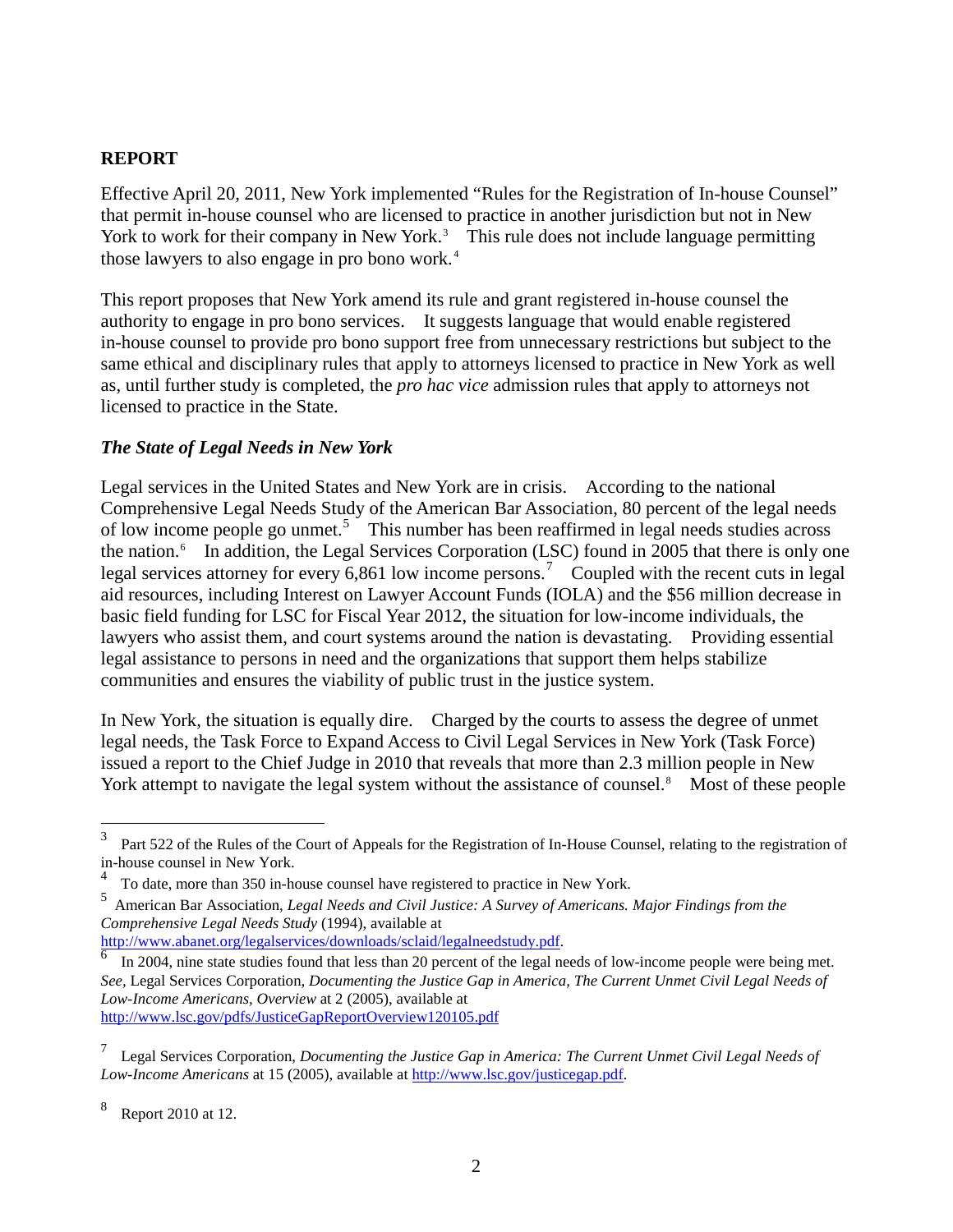## REPORT

Effective April 20, 2011, New York implemented "Rules for the Registration of In-house Counsel" that permit in-house counsel who are licensed to practice in another jurisdiction but not in New York to work for their company in New York.[3] This rule does not include language permitting those lawyers to also engage in pro bono work.[4]

This report proposes that New York amend its rule and grant registered in-house counsel the authority to engage in pro bono services. It suggests language that would enable registered in-house counsel to provide pro bono support free from unnecessary restrictions but subject to the same ethical and disciplinary rules that apply to attorneys licensed to practice in New York as well as, until further study is completed, the *pro hac vice* admission rules that apply to attorneys not licensed to practice in the State.

### *The State of Legal Needs in New York*

Legal services in the United States and New York are in crisis. According to the national Comprehensive Legal Needs Study of the American Bar Association, 80 percent of the legal needs of low income people go unmet.[5] This number has been reaffirmed in legal needs studies across the nation.[6] In addition, the Legal Services Corporation (LSC) found in 2005 that there is only one legal services attorney for every 6,861 low income persons.[7] Coupled with the recent cuts in legal aid resources, including Interest on Lawyer Account Funds (IOLA) and the $56 million decrease in basic field funding for LSC for Fiscal Year 2012, the situation for low-income individuals, the lawyers who assist them, and court systems around the nation is devastating. Providing essential legal assistance to persons in need and the organizations that support them helps stabilize communities and ensures the viability of public trust in the justice system.

In New York, the situation is equally dire. Charged by the courts to assess the degree of unmet legal needs, the Task Force to Expand Access to Civil Legal Services in New York (Task Force) issued a report to the Chief Judge in 2010 that reveals that more than 2.3 million people in New York attempt to navigate the legal system without the assistance of counsel.[8] Most of these people

---

[3] Part 522 of the Rules of the Court of Appeals for the Registration of In-House Counsel, relating to the registration of in-house counsel in New York.

[4] To date, more than 350 in-house counsel have registered to practice in New York.

[5] American Bar Association, *Legal Needs and Civil Justice: A Survey of Americans. Major Findings from the Comprehensive Legal Needs Study* (1994), available at http://www.abanet.org/legalservices/downloads/sclaid/legalneedstudy.pdf.

[6] In 2004, nine state studies found that less than 20 percent of the legal needs of low-income people were being met. *See,* Legal Services Corporation, *Documenting the Justice Gap in America, The Current Unmet Civil Legal Needs of Low-Income Americans, Overview* at 2 (2005), available at http://www.lsc.gov/pdfs/JusticeGapReportOverview120105.pdf

[7] Legal Services Corporation, *Documenting the Justice Gap in America: The Current Unmet Civil Legal Needs of Low-Income Americans* at 15 (2005), available at http://www.lsc.gov/justicegap.pdf.

[8] Report 2010 at 12.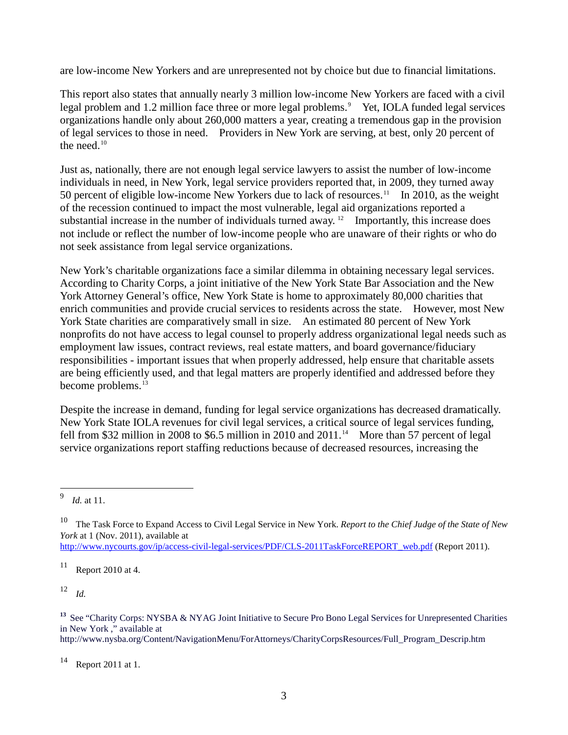are low-income New Yorkers and are unrepresented not by choice but due to financial limitations.

This report also states that annually nearly 3 million low-income New Yorkers are faced with a civil legal problem and 1.2 million face three or more legal problems.[9] Yet, IOLA funded legal services organizations handle only about 260,000 matters a year, creating a tremendous gap in the provision of legal services to those in need. Providers in New York are serving, at best, only 20 percent of the need.[10]

Just as, nationally, there are not enough legal service lawyers to assist the number of low-income individuals in need, in New York, legal service providers reported that, in 2009, they turned away 50 percent of eligible low-income New Yorkers due to lack of resources.[11] In 2010, as the weight of the recession continued to impact the most vulnerable, legal aid organizations reported a substantial increase in the number of individuals turned away.[12] Importantly, this increase does not include or reflect the number of low-income people who are unaware of their rights or who do not seek assistance from legal service organizations.

New York's charitable organizations face a similar dilemma in obtaining necessary legal services. According to Charity Corps, a joint initiative of the New York State Bar Association and the New York Attorney General's office, New York State is home to approximately 80,000 charities that enrich communities and provide crucial services to residents across the state. However, most New York State charities are comparatively small in size. An estimated 80 percent of New York nonprofits do not have access to legal counsel to properly address organizational legal needs such as employment law issues, contract reviews, real estate matters, and board governance/fiduciary responsibilities - important issues that when properly addressed, help ensure that charitable assets are being efficiently used, and that legal matters are properly identified and addressed before they become problems.[13]

Despite the increase in demand, funding for legal service organizations has decreased dramatically. New York State IOLA revenues for civil legal services, a critical source of legal services funding, fell from $32 million in 2008 to $6.5 million in 2010 and 2011.[14] More than 57 percent of legal service organizations report staffing reductions because of decreased resources, increasing the

---

[9] *Id.* at 11.

[10] The Task Force to Expand Access to Civil Legal Service in New York. *Report to the Chief Judge of the State of New York* at 1 (Nov. 2011), available at http://www.nycourts.gov/ip/access-civil-legal-services/PDF/CLS-2011TaskForceREPORT_web.pdf (Report 2011).

[11] Report 2010 at 4.

[12] *Id.*

[13] See "Charity Corps: NYSBA & NYAG Joint Initiative to Secure Pro Bono Legal Services for Unrepresented Charities in New York ," available at http://www.nysba.org/Content/NavigationMenu/ForAttorneys/CharityCorpsResources/Full_Program_Descrip.htm

[14] Report 2011 at 1.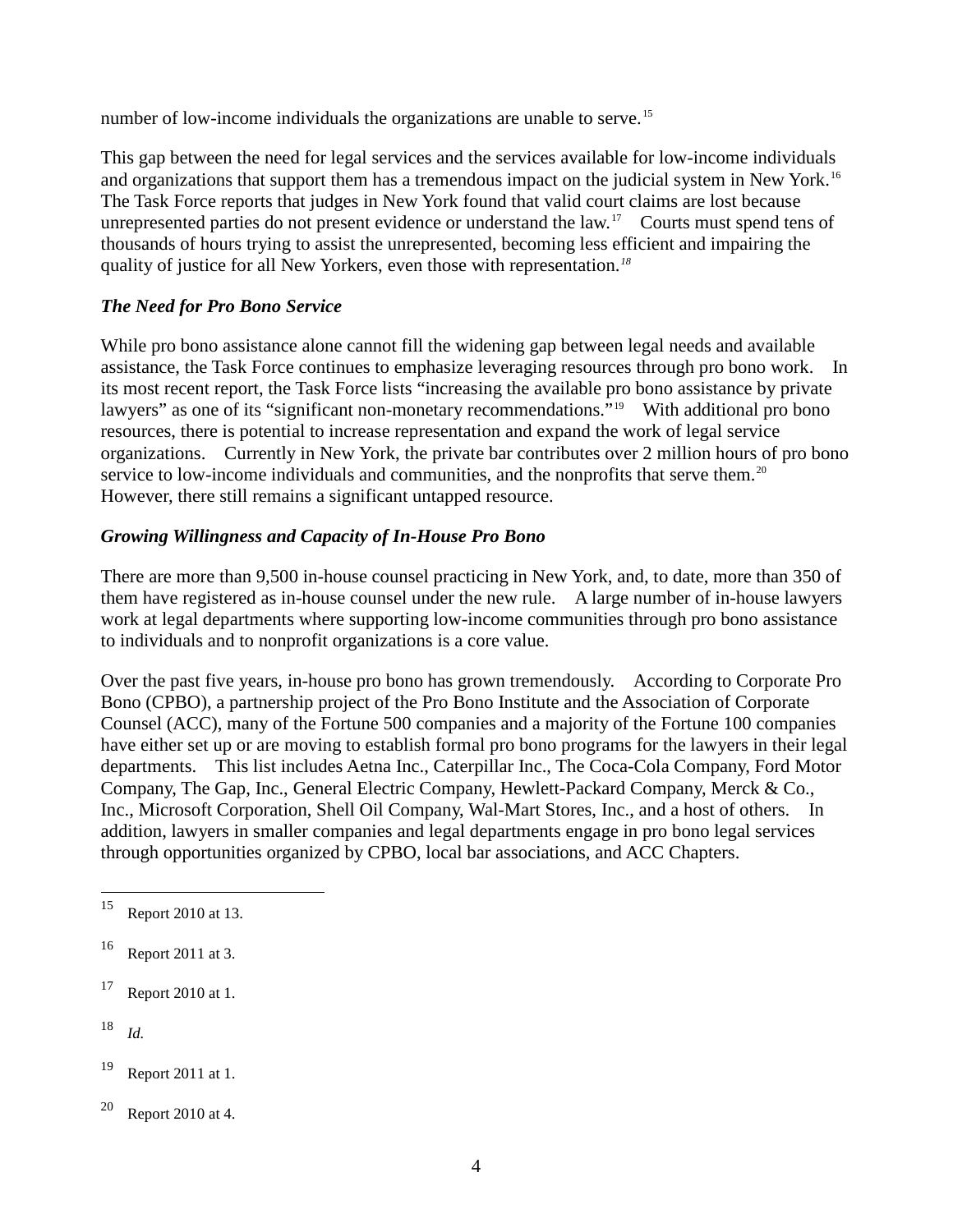number of low-income individuals the organizations are unable to serve.[15]

This gap between the need for legal services and the services available for low-income individuals and organizations that support them has a tremendous impact on the judicial system in New York.[16] The Task Force reports that judges in New York found that valid court claims are lost because unrepresented parties do not present evidence or understand the law.[17] Courts must spend tens of thousands of hours trying to assist the unrepresented, becoming less efficient and impairing the quality of justice for all New Yorkers, even those with representation.[18]

***The Need for Pro Bono Service***

While pro bono assistance alone cannot fill the widening gap between legal needs and available assistance, the Task Force continues to emphasize leveraging resources through pro bono work. In its most recent report, the Task Force lists "increasing the available pro bono assistance by private lawyers" as one of its "significant non-monetary recommendations."[19] With additional pro bono resources, there is potential to increase representation and expand the work of legal service organizations. Currently in New York, the private bar contributes over 2 million hours of pro bono service to low-income individuals and communities, and the nonprofits that serve them.[20] However, there still remains a significant untapped resource.

***Growing Willingness and Capacity of In-House Pro Bono***

There are more than 9,500 in-house counsel practicing in New York, and, to date, more than 350 of them have registered as in-house counsel under the new rule. A large number of in-house lawyers work at legal departments where supporting low-income communities through pro bono assistance to individuals and to nonprofit organizations is a core value.

Over the past five years, in-house pro bono has grown tremendously. According to Corporate Pro Bono (CPBO), a partnership project of the Pro Bono Institute and the Association of Corporate Counsel (ACC), many of the Fortune 500 companies and a majority of the Fortune 100 companies have either set up or are moving to establish formal pro bono programs for the lawyers in their legal departments. This list includes Aetna Inc., Caterpillar Inc., The Coca-Cola Company, Ford Motor Company, The Gap, Inc., General Electric Company, Hewlett-Packard Company, Merck & Co., Inc., Microsoft Corporation, Shell Oil Company, Wal-Mart Stores, Inc., and a host of others. In addition, lawyers in smaller companies and legal departments engage in pro bono legal services through opportunities organized by CPBO, local bar associations, and ACC Chapters.

---

[15] Report 2010 at 13.

[16] Report 2011 at 3.

[17] Report 2010 at 1.

[18] *Id.*

[19] Report 2011 at 1.

[20] Report 2010 at 4.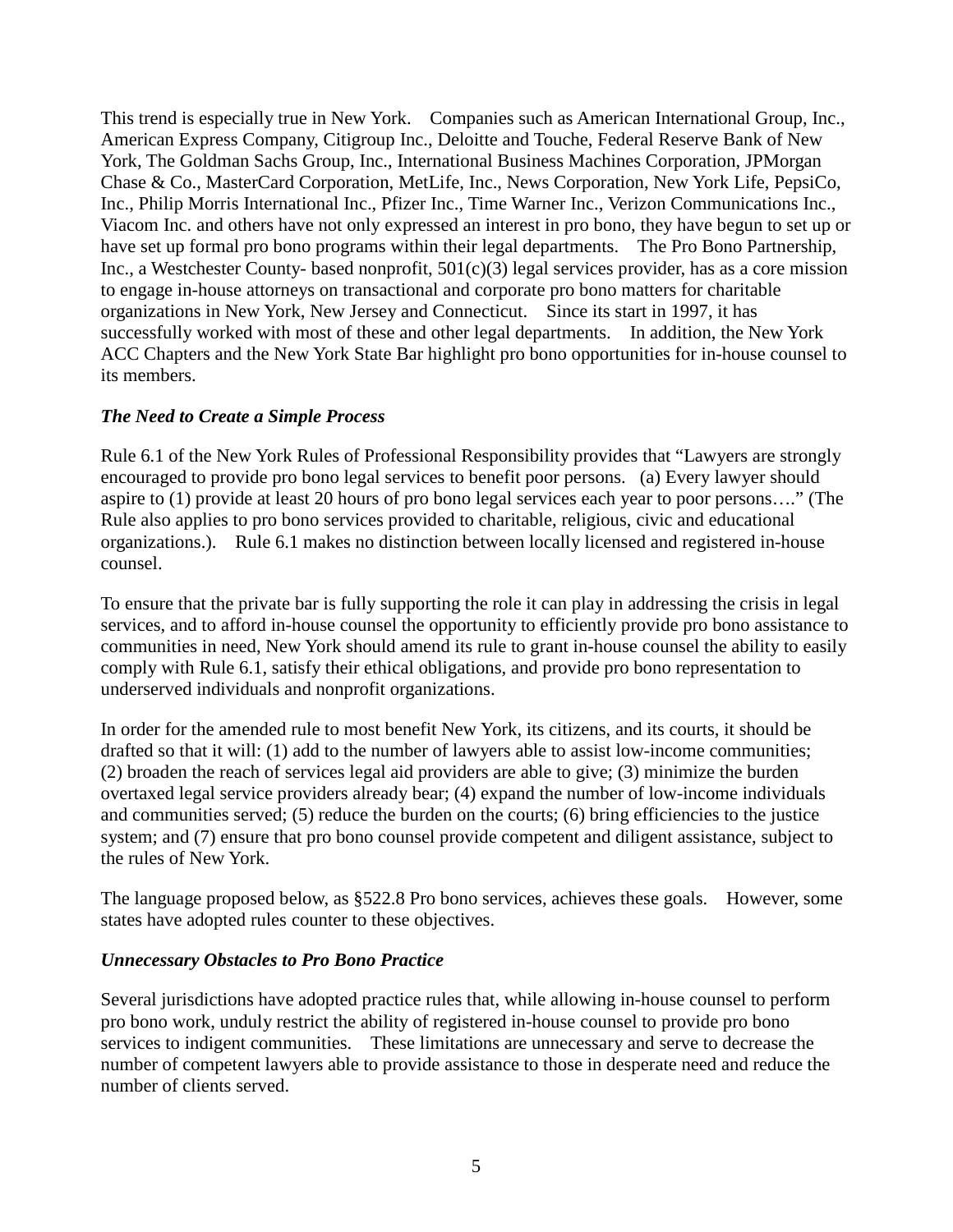This trend is especially true in New York. Companies such as American International Group, Inc., American Express Company, Citigroup Inc., Deloitte and Touche, Federal Reserve Bank of New York, The Goldman Sachs Group, Inc., International Business Machines Corporation, JPMorgan Chase & Co., MasterCard Corporation, MetLife, Inc., News Corporation, New York Life, PepsiCo, Inc., Philip Morris International Inc., Pfizer Inc., Time Warner Inc., Verizon Communications Inc., Viacom Inc. and others have not only expressed an interest in pro bono, they have begun to set up or have set up formal pro bono programs within their legal departments. The Pro Bono Partnership, Inc., a Westchester County- based nonprofit, 501(c)(3) legal services provider, has as a core mission to engage in-house attorneys on transactional and corporate pro bono matters for charitable organizations in New York, New Jersey and Connecticut. Since its start in 1997, it has successfully worked with most of these and other legal departments. In addition, the New York ACC Chapters and the New York State Bar highlight pro bono opportunities for in-house counsel to its members.

***The Need to Create a Simple Process***

Rule 6.1 of the New York Rules of Professional Responsibility provides that "Lawyers are strongly encouraged to provide pro bono legal services to benefit poor persons. (a) Every lawyer should aspire to (1) provide at least 20 hours of pro bono legal services each year to poor persons…." (The Rule also applies to pro bono services provided to charitable, religious, civic and educational organizations.). Rule 6.1 makes no distinction between locally licensed and registered in-house counsel.

To ensure that the private bar is fully supporting the role it can play in addressing the crisis in legal services, and to afford in-house counsel the opportunity to efficiently provide pro bono assistance to communities in need, New York should amend its rule to grant in-house counsel the ability to easily comply with Rule 6.1, satisfy their ethical obligations, and provide pro bono representation to underserved individuals and nonprofit organizations.

In order for the amended rule to most benefit New York, its citizens, and its courts, it should be drafted so that it will: (1) add to the number of lawyers able to assist low-income communities; (2) broaden the reach of services legal aid providers are able to give; (3) minimize the burden overtaxed legal service providers already bear; (4) expand the number of low-income individuals and communities served; (5) reduce the burden on the courts; (6) bring efficiencies to the justice system; and (7) ensure that pro bono counsel provide competent and diligent assistance, subject to the rules of New York.

The language proposed below, as §522.8 Pro bono services, achieves these goals. However, some states have adopted rules counter to these objectives.

***Unnecessary Obstacles to Pro Bono Practice***

Several jurisdictions have adopted practice rules that, while allowing in-house counsel to perform pro bono work, unduly restrict the ability of registered in-house counsel to provide pro bono services to indigent communities. These limitations are unnecessary and serve to decrease the number of competent lawyers able to provide assistance to those in desperate need and reduce the number of clients served.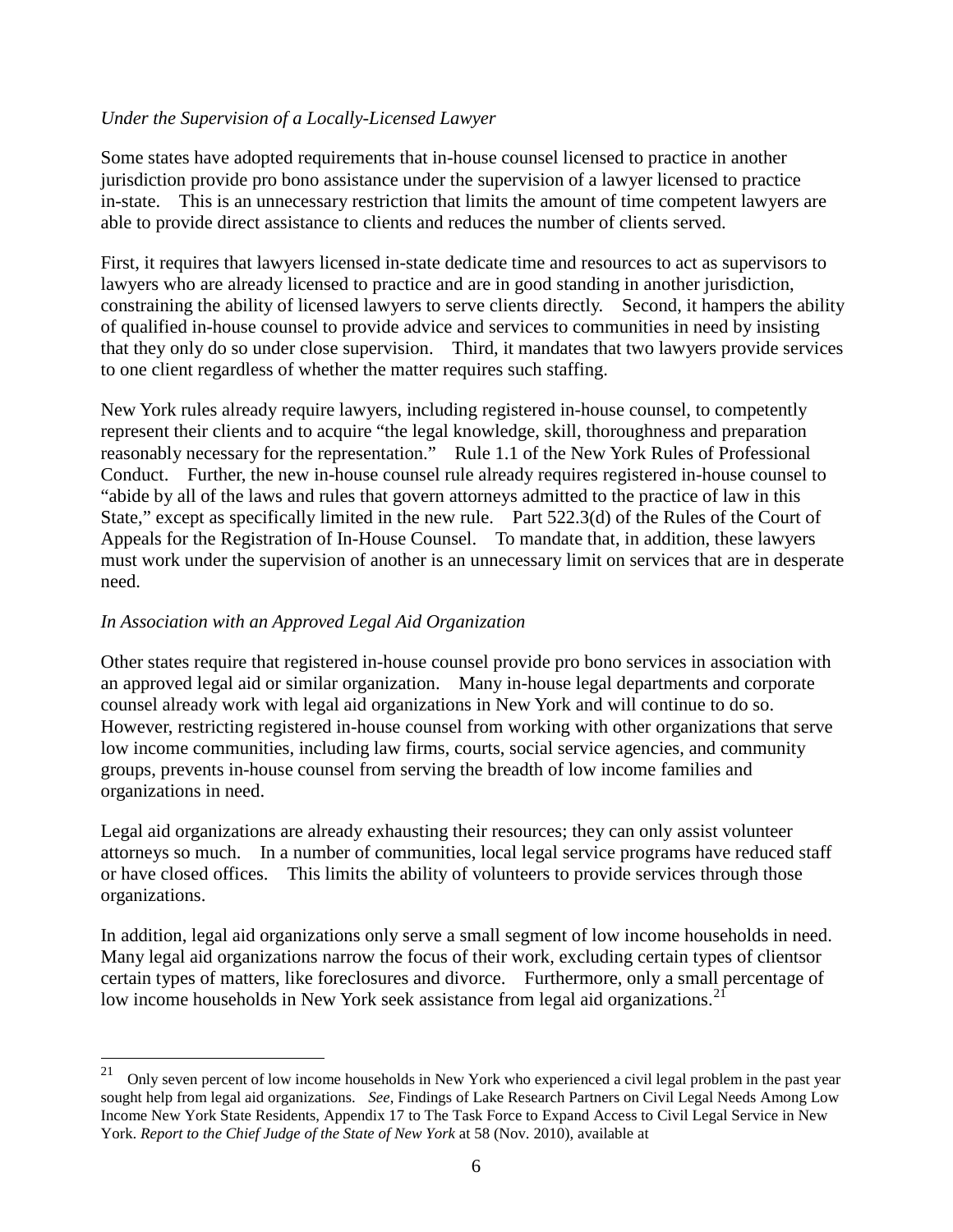*Under the Supervision of a Locally-Licensed Lawyer*

Some states have adopted requirements that in-house counsel licensed to practice in another jurisdiction provide pro bono assistance under the supervision of a lawyer licensed to practice in-state. This is an unnecessary restriction that limits the amount of time competent lawyers are able to provide direct assistance to clients and reduces the number of clients served.

First, it requires that lawyers licensed in-state dedicate time and resources to act as supervisors to lawyers who are already licensed to practice and are in good standing in another jurisdiction, constraining the ability of licensed lawyers to serve clients directly. Second, it hampers the ability of qualified in-house counsel to provide advice and services to communities in need by insisting that they only do so under close supervision. Third, it mandates that two lawyers provide services to one client regardless of whether the matter requires such staffing.

New York rules already require lawyers, including registered in-house counsel, to competently represent their clients and to acquire "the legal knowledge, skill, thoroughness and preparation reasonably necessary for the representation." Rule 1.1 of the New York Rules of Professional Conduct. Further, the new in-house counsel rule already requires registered in-house counsel to "abide by all of the laws and rules that govern attorneys admitted to the practice of law in this State," except as specifically limited in the new rule. Part 522.3(d) of the Rules of the Court of Appeals for the Registration of In-House Counsel. To mandate that, in addition, these lawyers must work under the supervision of another is an unnecessary limit on services that are in desperate need.

*In Association with an Approved Legal Aid Organization*

Other states require that registered in-house counsel provide pro bono services in association with an approved legal aid or similar organization. Many in-house legal departments and corporate counsel already work with legal aid organizations in New York and will continue to do so. However, restricting registered in-house counsel from working with other organizations that serve low income communities, including law firms, courts, social service agencies, and community groups, prevents in-house counsel from serving the breadth of low income families and organizations in need.

Legal aid organizations are already exhausting their resources; they can only assist volunteer attorneys so much. In a number of communities, local legal service programs have reduced staff or have closed offices. This limits the ability of volunteers to provide services through those organizations.

In addition, legal aid organizations only serve a small segment of low income households in need. Many legal aid organizations narrow the focus of their work, excluding certain types of clientsor certain types of matters, like foreclosures and divorce. Furthermore, only a small percentage of low income households in New York seek assistance from legal aid organizations.[21]

---

[21] Only seven percent of low income households in New York who experienced a civil legal problem in the past year sought help from legal aid organizations. *See*, Findings of Lake Research Partners on Civil Legal Needs Among Low Income New York State Residents, Appendix 17 to The Task Force to Expand Access to Civil Legal Service in New York. *Report to the Chief Judge of the State of New York* at 58 (Nov. 2010), available at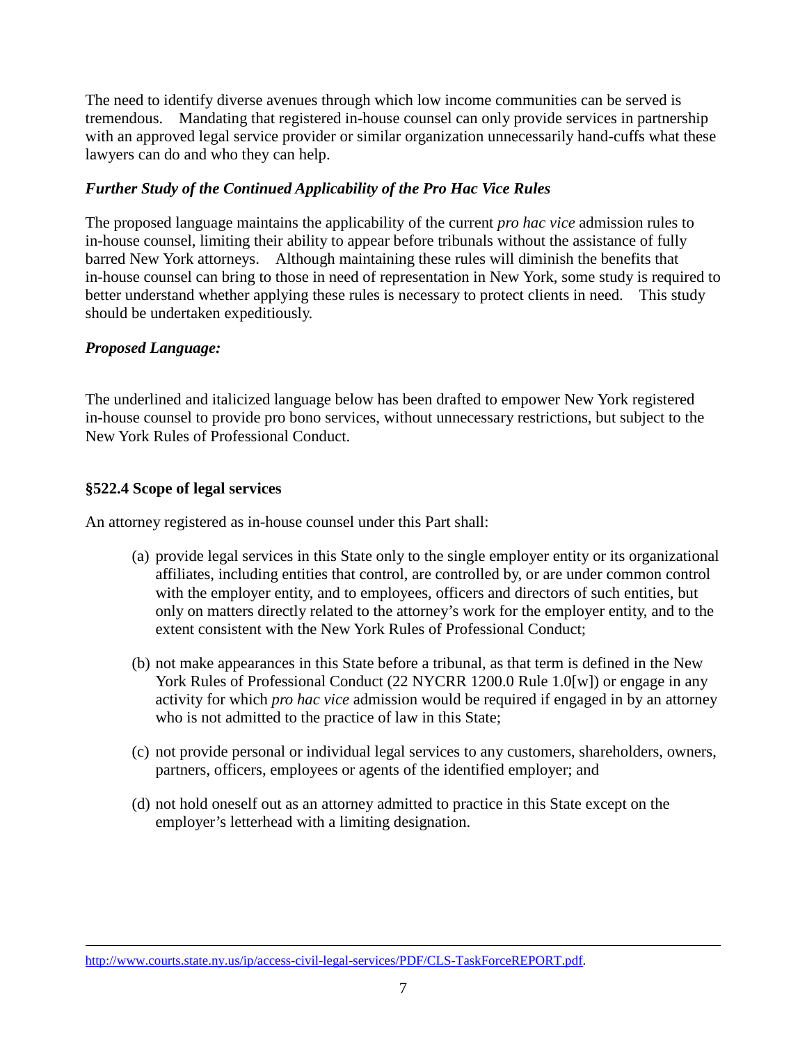The need to identify diverse avenues through which low income communities can be served is tremendous. Mandating that registered in-house counsel can only provide services in partnership with an approved legal service provider or similar organization unnecessarily hand-cuffs what these lawyers can do and who they can help.

***Further Study of the Continued Applicability of the Pro Hac Vice Rules***

The proposed language maintains the applicability of the current *pro hac vice* admission rules to in-house counsel, limiting their ability to appear before tribunals without the assistance of fully barred New York attorneys. Although maintaining these rules will diminish the benefits that in-house counsel can bring to those in need of representation in New York, some study is required to better understand whether applying these rules is necessary to protect clients in need. This study should be undertaken expeditiously.

***Proposed Language:***

The underlined and italicized language below has been drafted to empower New York registered in-house counsel to provide pro bono services, without unnecessary restrictions, but subject to the New York Rules of Professional Conduct.

**§522.4 Scope of legal services**

An attorney registered as in-house counsel under this Part shall:

(a) provide legal services in this State only to the single employer entity or its organizational affiliates, including entities that control, are controlled by, or are under common control with the employer entity, and to employees, officers and directors of such entities, but only on matters directly related to the attorney's work for the employer entity, and to the extent consistent with the New York Rules of Professional Conduct;

(b) not make appearances in this State before a tribunal, as that term is defined in the New York Rules of Professional Conduct (22 NYCRR 1200.0 Rule 1.0[w]) or engage in any activity for which *pro hac vice* admission would be required if engaged in by an attorney who is not admitted to the practice of law in this State;

(c) not provide personal or individual legal services to any customers, shareholders, owners, partners, officers, employees or agents of the identified employer; and

(d) not hold oneself out as an attorney admitted to practice in this State except on the employer's letterhead with a limiting designation.

---

http://www.courts.state.ny.us/ip/access-civil-legal-services/PDF/CLS-TaskForceREPORT.pdf.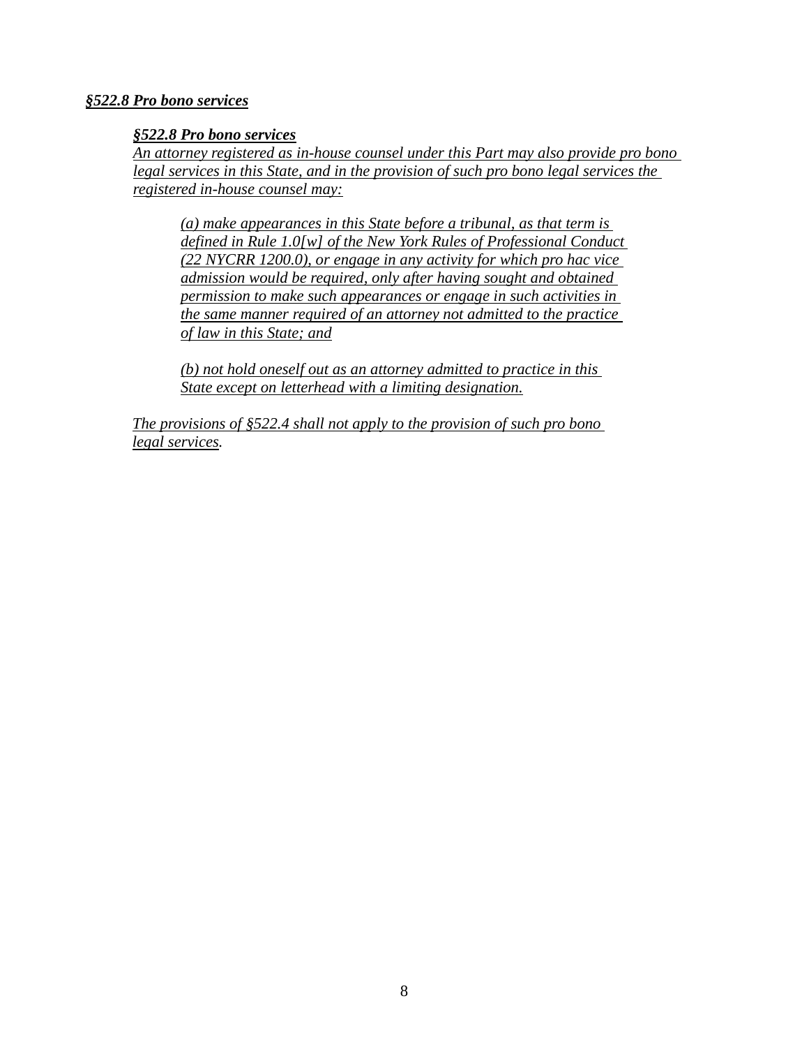***§522.8 Pro bono services***

***§522.8 Pro bono services***

*An attorney registered as in-house counsel under this Part may also provide pro bono legal services in this State, and in the provision of such pro bono legal services the registered in-house counsel may:*

> *(a) make appearances in this State before a tribunal, as that term is defined in Rule 1.0[w] of the New York Rules of Professional Conduct (22 NYCRR 1200.0), or engage in any activity for which pro hac vice admission would be required, only after having sought and obtained permission to make such appearances or engage in such activities in the same manner required of an attorney not admitted to the practice of law in this State; and*
>
> *(b) not hold oneself out as an attorney admitted to practice in this State except on letterhead with a limiting designation.*

*The provisions of §522.4 shall not apply to the provision of such pro bono legal services.*